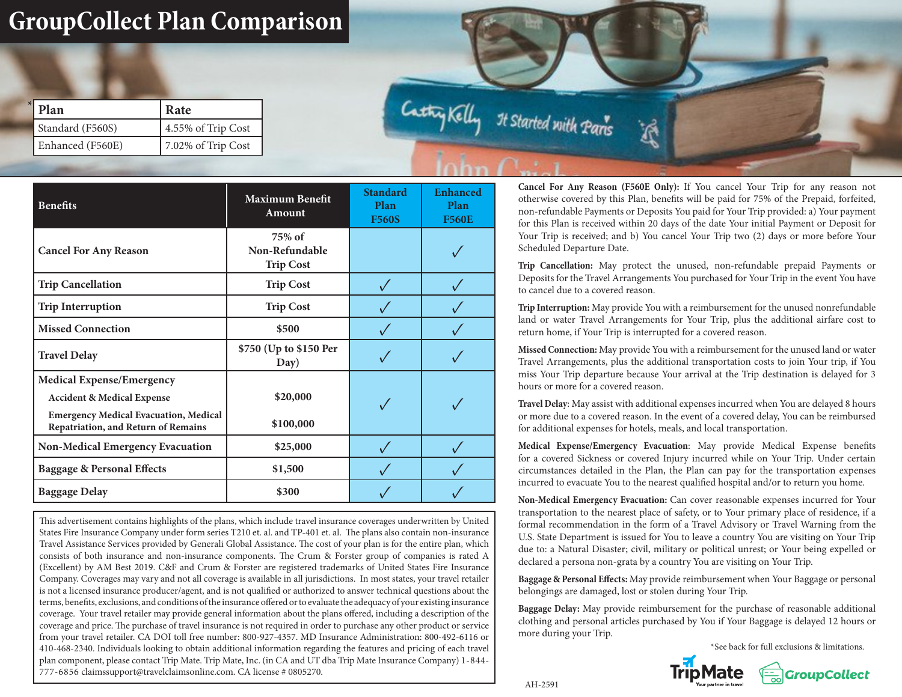# GroupCollect Plan Comparison

| Plan | Rate |
|---|---|
| Standard (F560S) | 4.55% of Trip Cost |
| Enhanced (F560E) | 7.02% of Trip Cost |

| Benefits | Maximum Benefit Amount | Standard Plan F560S | Enhanced Plan F560E |
|---|---|---|---|
| Cancel For Any Reason | 75% of Non-Refundable Trip Cost | | ✓ |
| Trip Cancellation | Trip Cost | ✓ | ✓ |
| Trip Interruption | Trip Cost | ✓ | ✓ |
| Missed Connection | $500 | ✓ | ✓ |
| Travel Delay | $750 (Up to $150 Per Day) | ✓ | ✓ |
| Medical Expense/Emergency | | ✓ | ✓ |
| Accident & Medical Expense | $20,000 | | |
| Emergency Medical Evacuation, Medical Repatriation, and Return of Remains | $100,000 | | |
| Non-Medical Emergency Evacuation | $25,000 | ✓ | ✓ |
| Baggage & Personal Effects | $1,500 | ✓ | ✓ |
| Baggage Delay | $300 | ✓ | ✓ |

This advertisement contains highlights of the plans, which include travel insurance coverages underwritten by United States Fire Insurance Company under form series T210 et. al. and TP-401 et. al. The plans also contain non-insurance Travel Assistance Services provided by Generali Global Assistance. The cost of your plan is for the entire plan, which consists of both insurance and non-insurance components. The Crum & Forster group of companies is rated A (Excellent) by AM Best 2019. C&F and Crum & Forster are registered trademarks of United States Fire Insurance Company. Coverages may vary and not all coverage is available in all jurisdictions. In most states, your travel retailer is not a licensed insurance producer/agent, and is not qualified or authorized to answer technical questions about the terms, benefits, exclusions, and conditions of the insurance offered or to evaluate the adequacy of your existing insurance coverage. Your travel retailer may provide general information about the plans offered, including a description of the coverage and price. The purchase of travel insurance is not required in order to purchase any other product or service from your travel retailer. CA DOI toll free number: 800-927-4357. MD Insurance Administration: 800-492-6116 or 410-468-2340. Individuals looking to obtain additional information regarding the features and pricing of each travel plan component, please contact Trip Mate. Trip Mate, Inc. (in CA and UT dba Trip Mate Insurance Company) 1-844-777-6856 claimssupport@travelclaimsonline.com. CA license # 0805270.

**Cancel For Any Reason (F560E Only):** If You cancel Your Trip for any reason not otherwise covered by this Plan, benefits will be paid for 75% of the Prepaid, forfeited, non-refundable Payments or Deposits You paid for Your Trip provided: a) Your payment for this Plan is received within 20 days of the date Your initial Payment or Deposit for Your Trip is received; and b) You cancel Your Trip two (2) days or more before Your Scheduled Departure Date.

**Trip Cancellation:** May protect the unused, non-refundable prepaid Payments or Deposits for the Travel Arrangements You purchased for Your Trip in the event You have to cancel due to a covered reason.

**Trip Interruption:** May provide You with a reimbursement for the unused nonrefundable land or water Travel Arrangements for Your Trip, plus the additional airfare cost to return home, if Your Trip is interrupted for a covered reason.

**Missed Connection:** May provide You with a reimbursement for the unused land or water Travel Arrangements, plus the additional transportation costs to join Your trip, if You miss Your Trip departure because Your arrival at the Trip destination is delayed for 3 hours or more for a covered reason.

**Travel Delay**: May assist with additional expenses incurred when You are delayed 8 hours or more due to a covered reason. In the event of a covered delay, You can be reimbursed for additional expenses for hotels, meals, and local transportation.

**Medical Expense/Emergency Evacuation**: May provide Medical Expense benefits for a covered Sickness or covered Injury incurred while on Your Trip. Under certain circumstances detailed in the Plan, the Plan can pay for the transportation expenses incurred to evacuate You to the nearest qualified hospital and/or to return you home.

**Non-Medical Emergency Evacuation:** Can cover reasonable expenses incurred for Your transportation to the nearest place of safety, or to Your primary place of residence, if a formal recommendation in the form of a Travel Advisory or Travel Warning from the U.S. State Department is issued for You to leave a country You are visiting on Your Trip due to: a Natural Disaster; civil, military or political unrest; or Your being expelled or declared a persona non-grata by a country You are visiting on Your Trip.

**Baggage & Personal Effects:** May provide reimbursement when Your Baggage or personal belongings are damaged, lost or stolen during Your Trip.

**Baggage Delay:** May provide reimbursement for the purchase of reasonable additional clothing and personal articles purchased by You if Your Baggage is delayed 12 hours or more during your Trip.

*See back for full exclusions & limitations.

TripMate — Your partner in travel | GroupCollect

AH-2591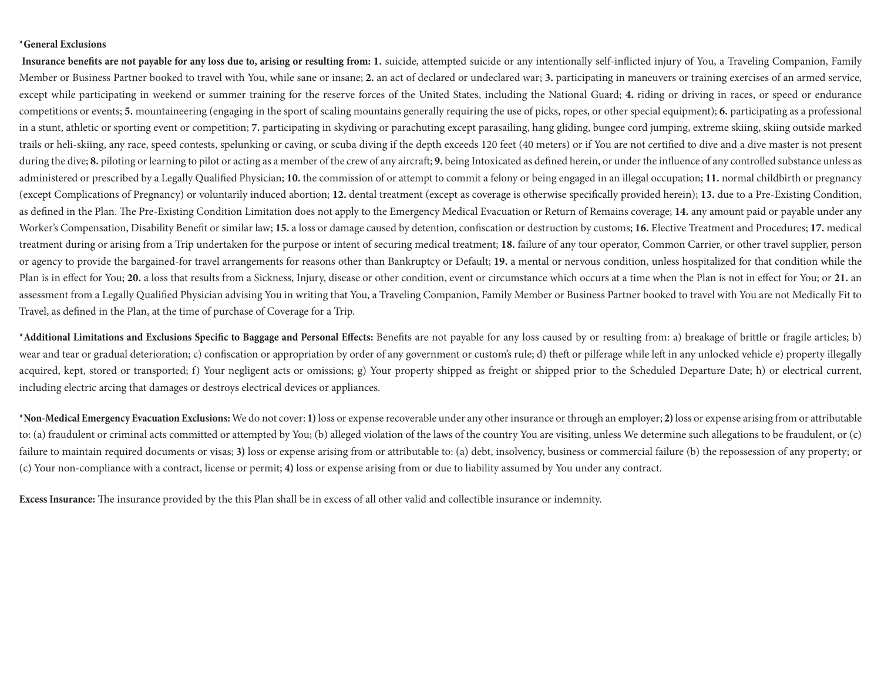*__General Exclusions__

**Insurance benefits are not payable for any loss due to, arising or resulting from: 1.** suicide, attempted suicide or any intentionally self-inflicted injury of You, a Traveling Companion, Family Member or Business Partner booked to travel with You, while sane or insane; **2.** an act of declared or undeclared war; **3.** participating in maneuvers or training exercises of an armed service, except while participating in weekend or summer training for the reserve forces of the United States, including the National Guard; **4.** riding or driving in races, or speed or endurance competitions or events; **5.** mountaineering (engaging in the sport of scaling mountains generally requiring the use of picks, ropes, or other special equipment); **6.** participating as a professional in a stunt, athletic or sporting event or competition; **7.** participating in skydiving or parachuting except parasailing, hang gliding, bungee cord jumping, extreme skiing, skiing outside marked trails or heli-skiing, any race, speed contests, spelunking or caving, or scuba diving if the depth exceeds 120 feet (40 meters) or if You are not certified to dive and a dive master is not present during the dive; **8.** piloting or learning to pilot or acting as a member of the crew of any aircraft; **9.** being Intoxicated as defined herein, or under the influence of any controlled substance unless as administered or prescribed by a Legally Qualified Physician; **10.** the commission of or attempt to commit a felony or being engaged in an illegal occupation; **11.** normal childbirth or pregnancy (except Complications of Pregnancy) or voluntarily induced abortion; **12.** dental treatment (except as coverage is otherwise specifically provided herein); **13.** due to a Pre-Existing Condition, as defined in the Plan. The Pre-Existing Condition Limitation does not apply to the Emergency Medical Evacuation or Return of Remains coverage; **14.** any amount paid or payable under any Worker's Compensation, Disability Benefit or similar law; **15.** a loss or damage caused by detention, confiscation or destruction by customs; **16.** Elective Treatment and Procedures; **17.** medical treatment during or arising from a Trip undertaken for the purpose or intent of securing medical treatment; **18.** failure of any tour operator, Common Carrier, or other travel supplier, person or agency to provide the bargained-for travel arrangements for reasons other than Bankruptcy or Default; **19.** a mental or nervous condition, unless hospitalized for that condition while the Plan is in effect for You; **20.** a loss that results from a Sickness, Injury, disease or other condition, event or circumstance which occurs at a time when the Plan is not in effect for You; or **21.** an assessment from a Legally Qualified Physician advising You in writing that You, a Traveling Companion, Family Member or Business Partner booked to travel with You are not Medically Fit to Travel, as defined in the Plan, at the time of purchase of Coverage for a Trip.

*__Additional Limitations and Exclusions Specific to Baggage and Personal Effects:__ Benefits are not payable for any loss caused by or resulting from: a) breakage of brittle or fragile articles; b) wear and tear or gradual deterioration; c) confiscation or appropriation by order of any government or custom's rule; d) theft or pilferage while left in any unlocked vehicle e) property illegally acquired, kept, stored or transported; f) Your negligent acts or omissions; g) Your property shipped as freight or shipped prior to the Scheduled Departure Date; h) or electrical current, including electric arcing that damages or destroys electrical devices or appliances.

*__Non-Medical Emergency Evacuation Exclusions:__ We do not cover: **1)** loss or expense recoverable under any other insurance or through an employer; **2)** loss or expense arising from or attributable to: (a) fraudulent or criminal acts committed or attempted by You; (b) alleged violation of the laws of the country You are visiting, unless We determine such allegations to be fraudulent, or (c) failure to maintain required documents or visas; **3)** loss or expense arising from or attributable to: (a) debt, insolvency, business or commercial failure (b) the repossession of any property; or (c) Your non-compliance with a contract, license or permit; **4)** loss or expense arising from or due to liability assumed by You under any contract.

**Excess Insurance:** The insurance provided by the this Plan shall be in excess of all other valid and collectible insurance or indemnity.